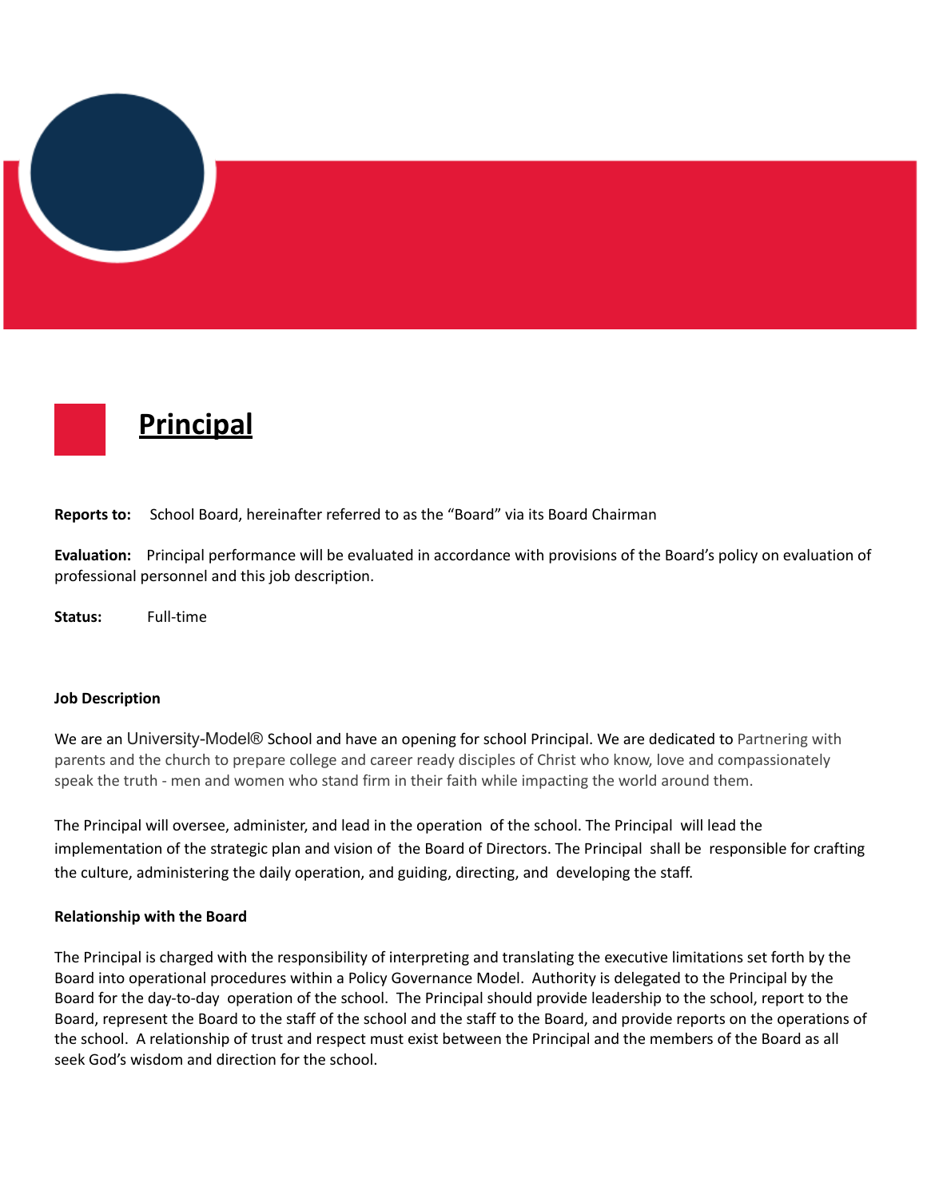# Principal

**Reports to:** School Board, hereinafter referred to as the "Board" via its Board Chairman

**Evaluation:** Principal performance will be evaluated in accordance with provisions of the Board's policy on evaluation of professional personnel and this job description.

**Status:** Full-time

**Job Description**

We are an University-Model® School and have an opening for school Principal. We are dedicated to Partnering with parents and the church to prepare college and career ready disciples of Christ who know, love and compassionately speak the truth - men and women who stand firm in their faith while impacting the world around them.

The Principal will oversee, administer, and lead in the operation of the school. The Principal will lead the implementation of the strategic plan and vision of the Board of Directors. The Principal shall be responsible for crafting the culture, administering the daily operation, and guiding, directing, and developing the staff.

**Relationship with the Board**

The Principal is charged with the responsibility of interpreting and translating the executive limitations set forth by the Board into operational procedures within a Policy Governance Model. Authority is delegated to the Principal by the Board for the day-to-day operation of the school. The Principal should provide leadership to the school, report to the Board, represent the Board to the staff of the school and the staff to the Board, and provide reports on the operations of the school. A relationship of trust and respect must exist between the Principal and the members of the Board as all seek God's wisdom and direction for the school.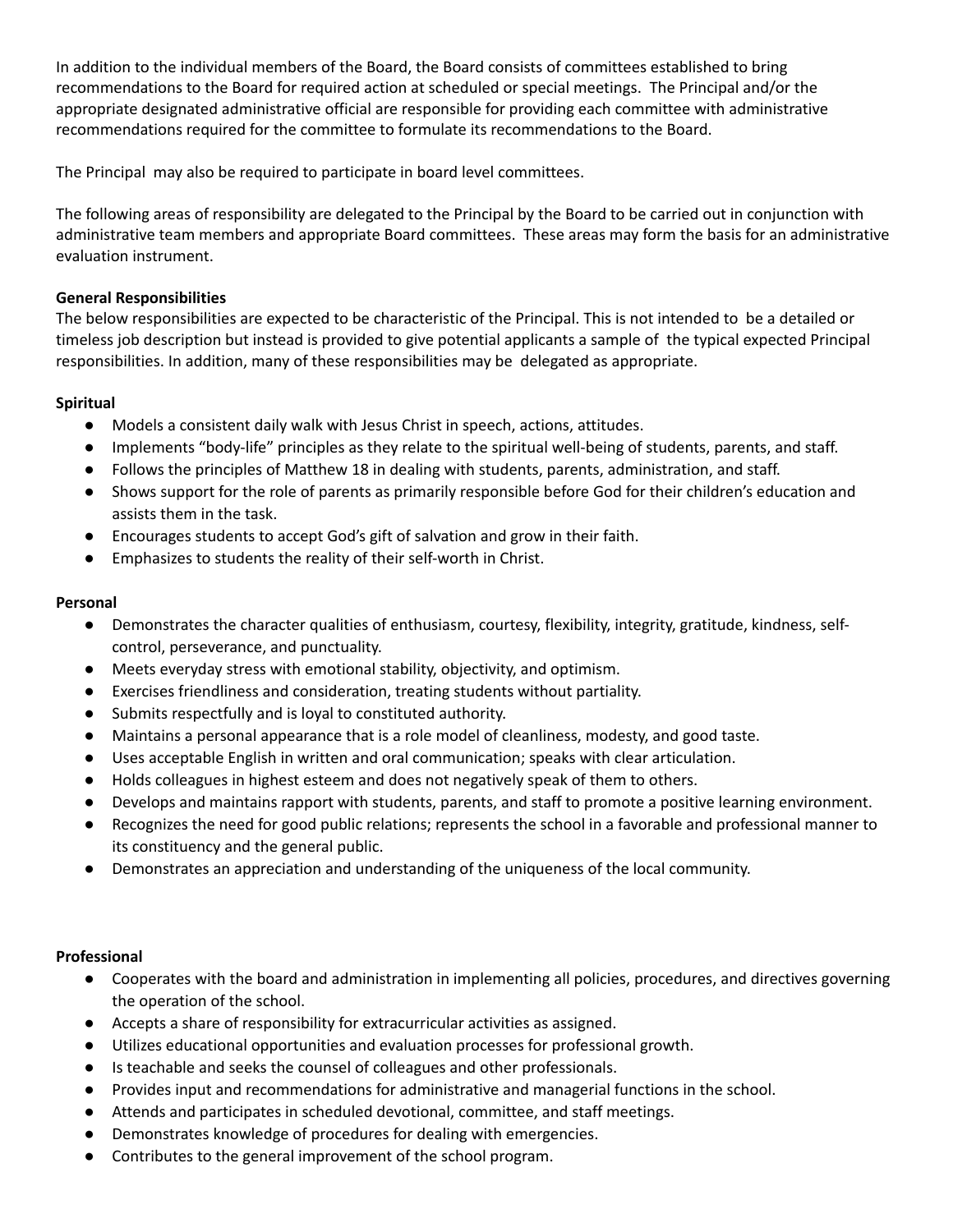In addition to the individual members of the Board, the Board consists of committees established to bring recommendations to the Board for required action at scheduled or special meetings. The Principal and/or the appropriate designated administrative official are responsible for providing each committee with administrative recommendations required for the committee to formulate its recommendations to the Board.

The Principal may also be required to participate in board level committees.

The following areas of responsibility are delegated to the Principal by the Board to be carried out in conjunction with administrative team members and appropriate Board committees. These areas may form the basis for an administrative evaluation instrument.

**General Responsibilities**
The below responsibilities are expected to be characteristic of the Principal. This is not intended to be a detailed or timeless job description but instead is provided to give potential applicants a sample of the typical expected Principal responsibilities. In addition, many of these responsibilities may be delegated as appropriate.

**Spiritual**

- Models a consistent daily walk with Jesus Christ in speech, actions, attitudes.
- Implements "body-life" principles as they relate to the spiritual well-being of students, parents, and staff.
- Follows the principles of Matthew 18 in dealing with students, parents, administration, and staff.
- Shows support for the role of parents as primarily responsible before God for their children's education and assists them in the task.
- Encourages students to accept God's gift of salvation and grow in their faith.
- Emphasizes to students the reality of their self-worth in Christ.

**Personal**

- Demonstrates the character qualities of enthusiasm, courtesy, flexibility, integrity, gratitude, kindness, self-control, perseverance, and punctuality.
- Meets everyday stress with emotional stability, objectivity, and optimism.
- Exercises friendliness and consideration, treating students without partiality.
- Submits respectfully and is loyal to constituted authority.
- Maintains a personal appearance that is a role model of cleanliness, modesty, and good taste.
- Uses acceptable English in written and oral communication; speaks with clear articulation.
- Holds colleagues in highest esteem and does not negatively speak of them to others.
- Develops and maintains rapport with students, parents, and staff to promote a positive learning environment.
- Recognizes the need for good public relations; represents the school in a favorable and professional manner to its constituency and the general public.
- Demonstrates an appreciation and understanding of the uniqueness of the local community.

**Professional**

- Cooperates with the board and administration in implementing all policies, procedures, and directives governing the operation of the school.
- Accepts a share of responsibility for extracurricular activities as assigned.
- Utilizes educational opportunities and evaluation processes for professional growth.
- Is teachable and seeks the counsel of colleagues and other professionals.
- Provides input and recommendations for administrative and managerial functions in the school.
- Attends and participates in scheduled devotional, committee, and staff meetings.
- Demonstrates knowledge of procedures for dealing with emergencies.
- Contributes to the general improvement of the school program.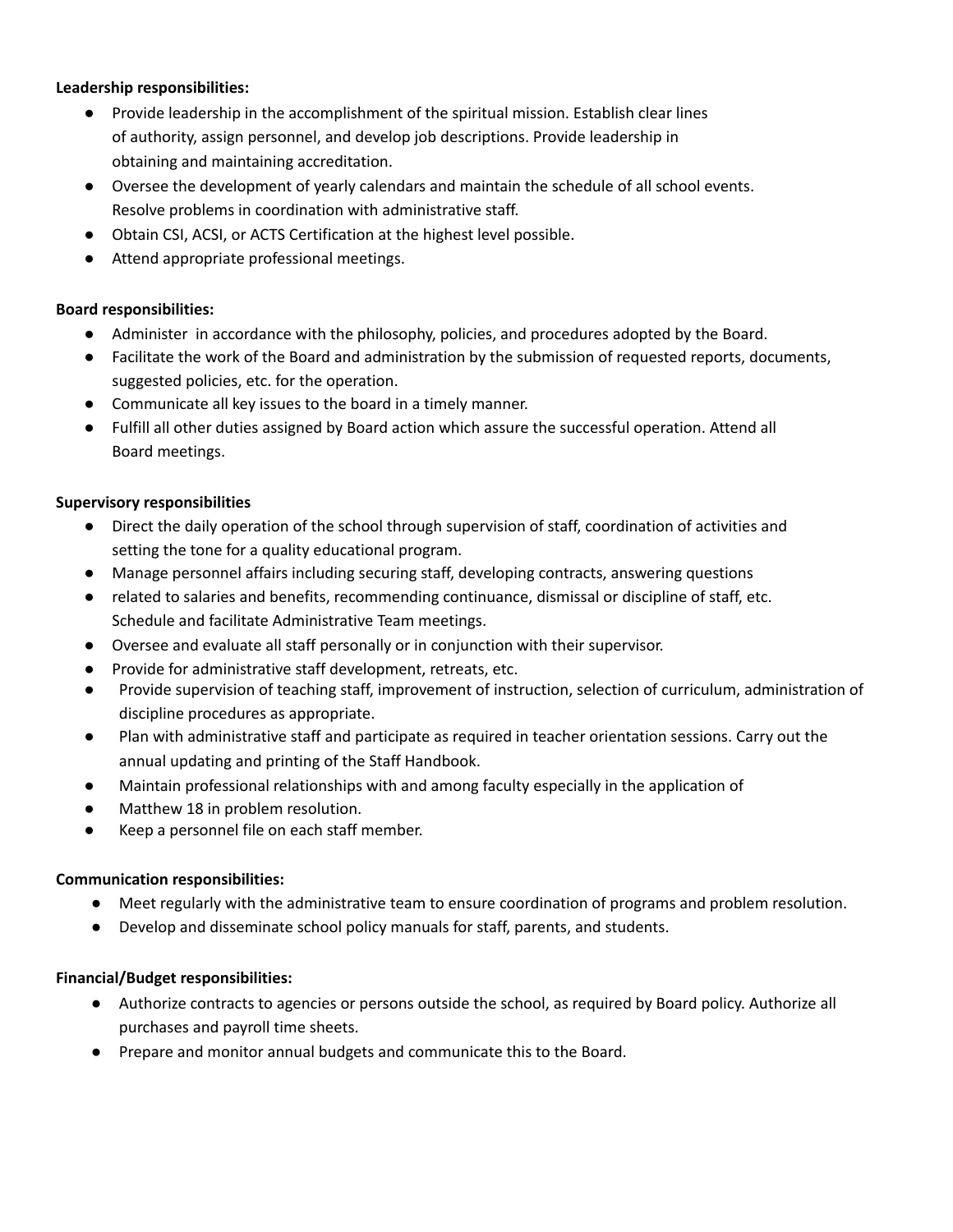**Leadership responsibilities:**

- Provide leadership in the accomplishment of the spiritual mission. Establish clear lines of authority, assign personnel, and develop job descriptions. Provide leadership in obtaining and maintaining accreditation.
- Oversee the development of yearly calendars and maintain the schedule of all school events. Resolve problems in coordination with administrative staff.
- Obtain CSI, ACSI, or ACTS Certification at the highest level possible.
- Attend appropriate professional meetings.

**Board responsibilities:**

- Administer in accordance with the philosophy, policies, and procedures adopted by the Board.
- Facilitate the work of the Board and administration by the submission of requested reports, documents, suggested policies, etc. for the operation.
- Communicate all key issues to the board in a timely manner.
- Fulfill all other duties assigned by Board action which assure the successful operation. Attend all Board meetings.

**Supervisory responsibilities**

- Direct the daily operation of the school through supervision of staff, coordination of activities and setting the tone for a quality educational program.
- Manage personnel affairs including securing staff, developing contracts, answering questions
- related to salaries and benefits, recommending continuance, dismissal or discipline of staff, etc. Schedule and facilitate Administrative Team meetings.
- Oversee and evaluate all staff personally or in conjunction with their supervisor.
- Provide for administrative staff development, retreats, etc.
- Provide supervision of teaching staff, improvement of instruction, selection of curriculum, administration of discipline procedures as appropriate.
- Plan with administrative staff and participate as required in teacher orientation sessions. Carry out the annual updating and printing of the Staff Handbook.
- Maintain professional relationships with and among faculty especially in the application of
- Matthew 18 in problem resolution.
- Keep a personnel file on each staff member.

**Communication responsibilities:**

- Meet regularly with the administrative team to ensure coordination of programs and problem resolution.
- Develop and disseminate school policy manuals for staff, parents, and students.

**Financial/Budget responsibilities:**

- Authorize contracts to agencies or persons outside the school, as required by Board policy. Authorize all purchases and payroll time sheets.
- Prepare and monitor annual budgets and communicate this to the Board.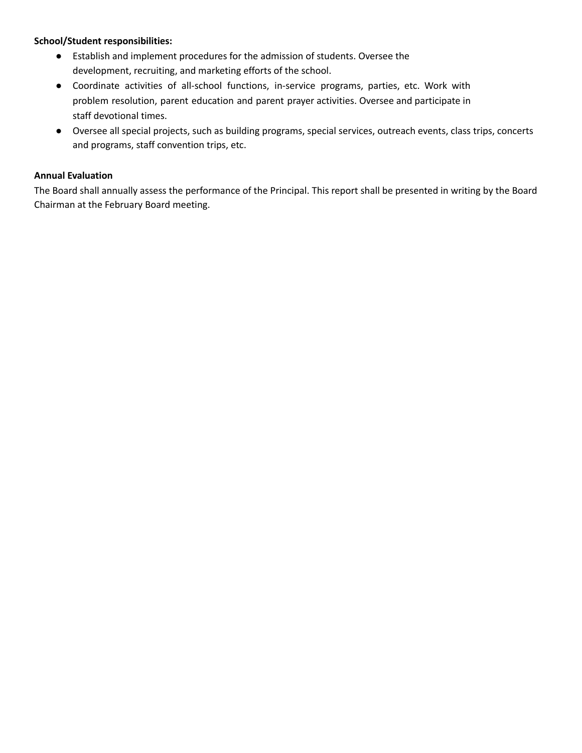**School/Student responsibilities:**

- Establish and implement procedures for the admission of students. Oversee the development, recruiting, and marketing efforts of the school.
- Coordinate activities of all-school functions, in-service programs, parties, etc. Work with problem resolution, parent education and parent prayer activities. Oversee and participate in staff devotional times.
- Oversee all special projects, such as building programs, special services, outreach events, class trips, concerts and programs, staff convention trips, etc.

**Annual Evaluation**

The Board shall annually assess the performance of the Principal. This report shall be presented in writing by the Board Chairman at the February Board meeting.